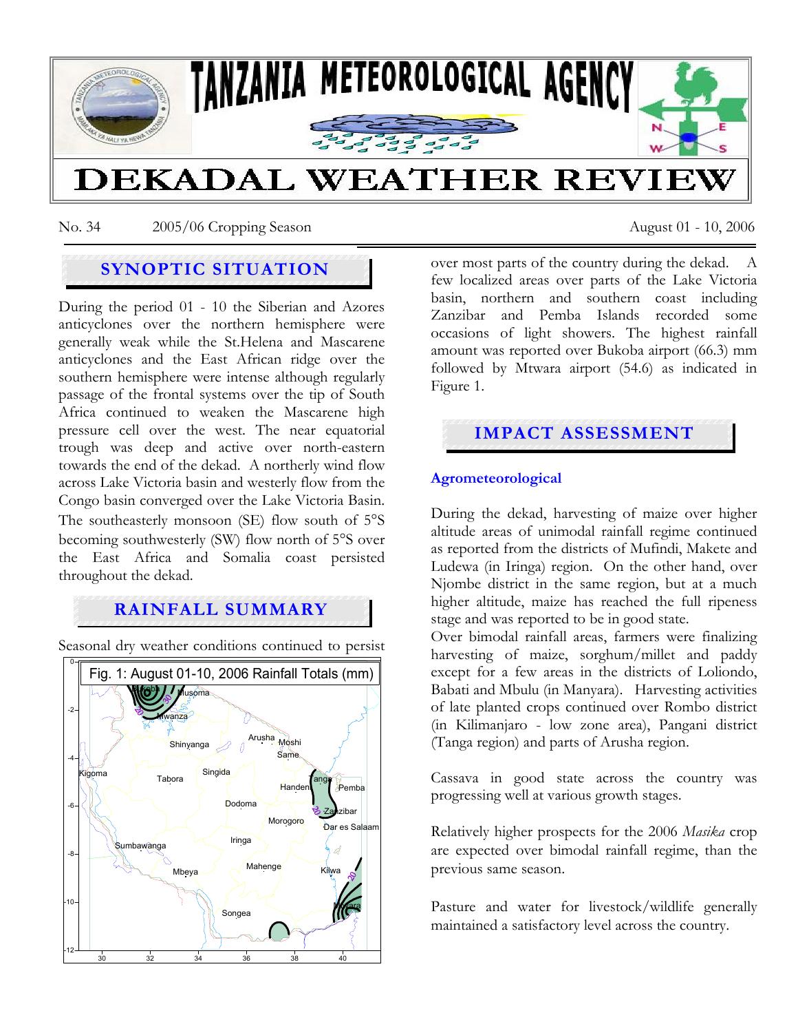# TANZANIA METEOROLOGICAL AGENCY

# DEKADAL WEATHER REVIEW

No. 34 2005/06 Cropping Season August 01 - 10, 2006

## SYNOPTIC SITUATION

During the period 01 - 10 the Siberian and Azores anticyclones over the northern hemisphere were generally weak while the St.Helena and Mascarene anticyclones and the East African ridge over the southern hemisphere were intense although regularly passage of the frontal systems over the tip of South Africa continued to weaken the Mascarene high pressure cell over the west. The near equatorial trough was deep and active over north-eastern towards the end of the dekad. A northerly wind flow across Lake Victoria basin and westerly flow from the Congo basin converged over the Lake Victoria Basin. The southeasterly monsoon (SE) flow south of 5°S becoming southwesterly (SW) flow north of 5°S over the East Africa and Somalia coast persisted throughout the dekad.

## RAINFALL SUMMARY

Seasonal dry weather conditions continued to persist over most parts of the country during the dekad. A few localized areas over parts of the Lake Victoria basin, northern and southern coast including Zanzibar and Pemba Islands recorded some occasions of light showers. The highest rainfall amount was reported over Bukoba airport (66.3) mm followed by Mtwara airport (54.6) as indicated in Figure 1.

Fig. 1: August 01-10, 2006 Rainfall Totals (mm)

## IMPACT ASSESSMENT

### Agrometeorological

During the dekad, harvesting of maize over higher altitude areas of unimodal rainfall regime continued as reported from the districts of Mufindi, Makete and Ludewa (in Iringa) region. On the other hand, over Njombe district in the same region, but at a much higher altitude, maize has reached the full ripeness stage and was reported to be in good state.

Over bimodal rainfall areas, farmers were finalizing harvesting of maize, sorghum/millet and paddy except for a few areas in the districts of Loliondo, Babati and Mbulu (in Manyara). Harvesting activities of late planted crops continued over Rombo district (in Kilimanjaro - low zone area), Pangani district (Tanga region) and parts of Arusha region.

Cassava in good state across the country was progressing well at various growth stages.

Relatively higher prospects for the 2006 *Masika* crop are expected over bimodal rainfall regime, than the previous same season.

Pasture and water for livestock/wildlife generally maintained a satisfactory level across the country.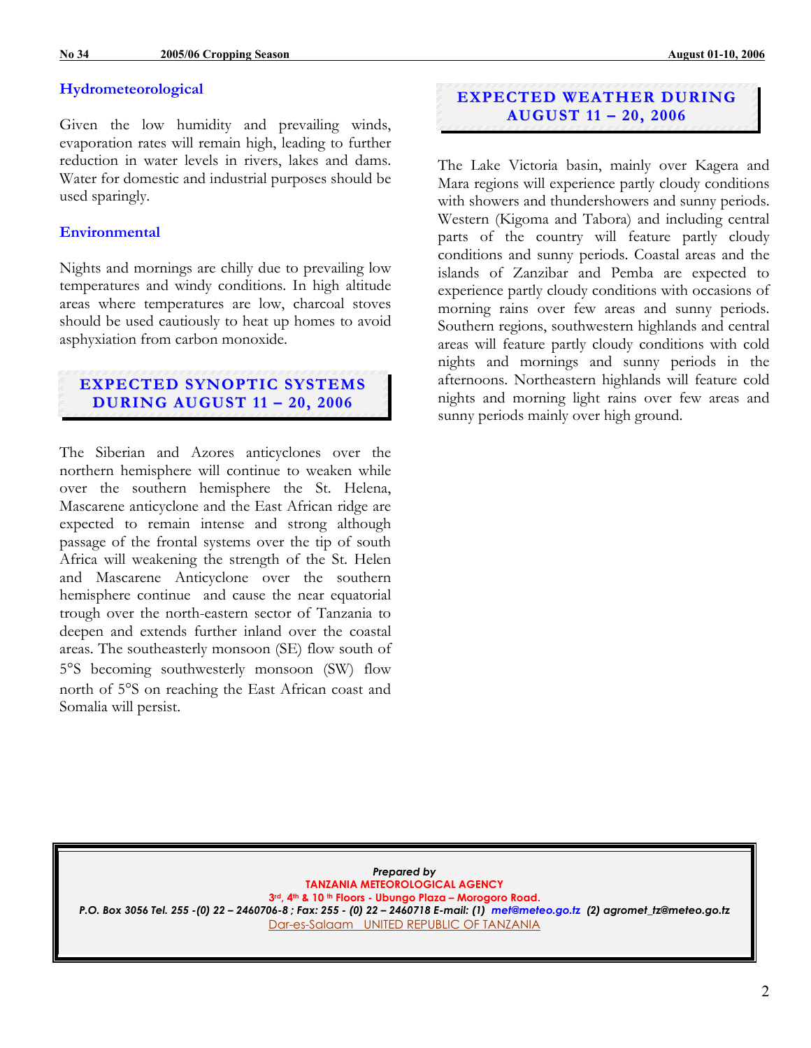### Hydrometeorological

Given the low humidity and prevailing winds, evaporation rates will remain high, leading to further reduction in water levels in rivers, lakes and dams. Water for domestic and industrial purposes should be used sparingly.

### Environmental

Nights and mornings are chilly due to prevailing low temperatures and windy conditions. In high altitude areas where temperatures are low, charcoal stoves should be used cautiously to heat up homes to avoid asphyxiation from carbon monoxide.

## EXPECTED SYNOPTIC SYSTEMS DURING AUGUST 11 – 20, 2006

The Siberian and Azores anticyclones over the northern hemisphere will continue to weaken while over the southern hemisphere the St. Helena, Mascarene anticyclone and the East African ridge are expected to remain intense and strong although passage of the frontal systems over the tip of south Africa will weakening the strength of the St. Helen and Mascarene Anticyclone over the southern hemisphere continue and cause the near equatorial trough over the north-eastern sector of Tanzania to deepen and extends further inland over the coastal areas. The southeasterly monsoon (SE) flow south of 5°S becoming southwesterly monsoon (SW) flow north of 5°S on reaching the East African coast and Somalia will persist.

## EXPECTED WEATHER DURING AUGUST 11 – 20, 2006

The Lake Victoria basin, mainly over Kagera and Mara regions will experience partly cloudy conditions with showers and thundershowers and sunny periods. Western (Kigoma and Tabora) and including central parts of the country will feature partly cloudy conditions and sunny periods. Coastal areas and the islands of Zanzibar and Pemba are expected to experience partly cloudy conditions with occasions of morning rains over few areas and sunny periods. Southern regions, southwestern highlands and central areas will feature partly cloudy conditions with cold nights and mornings and sunny periods in the afternoons. Northeastern highlands will feature cold nights and morning light rains over few areas and sunny periods mainly over high ground.

*Prepared by*
**TANZANIA METEOROLOGICAL AGENCY**
**3rd, 4th & 10 th Floors - Ubungo Plaza – Morogoro Road.**
*P.O. Box 3056 Tel. 255 -(0) 22 – 2460706-8 ; Fax: 255 - (0) 22 – 2460718 E-mail: (1) met@meteo.go.tz (2) agromet_tz@meteo.go.tz*
Dar-es-Salaam UNITED REPUBLIC OF TANZANIA